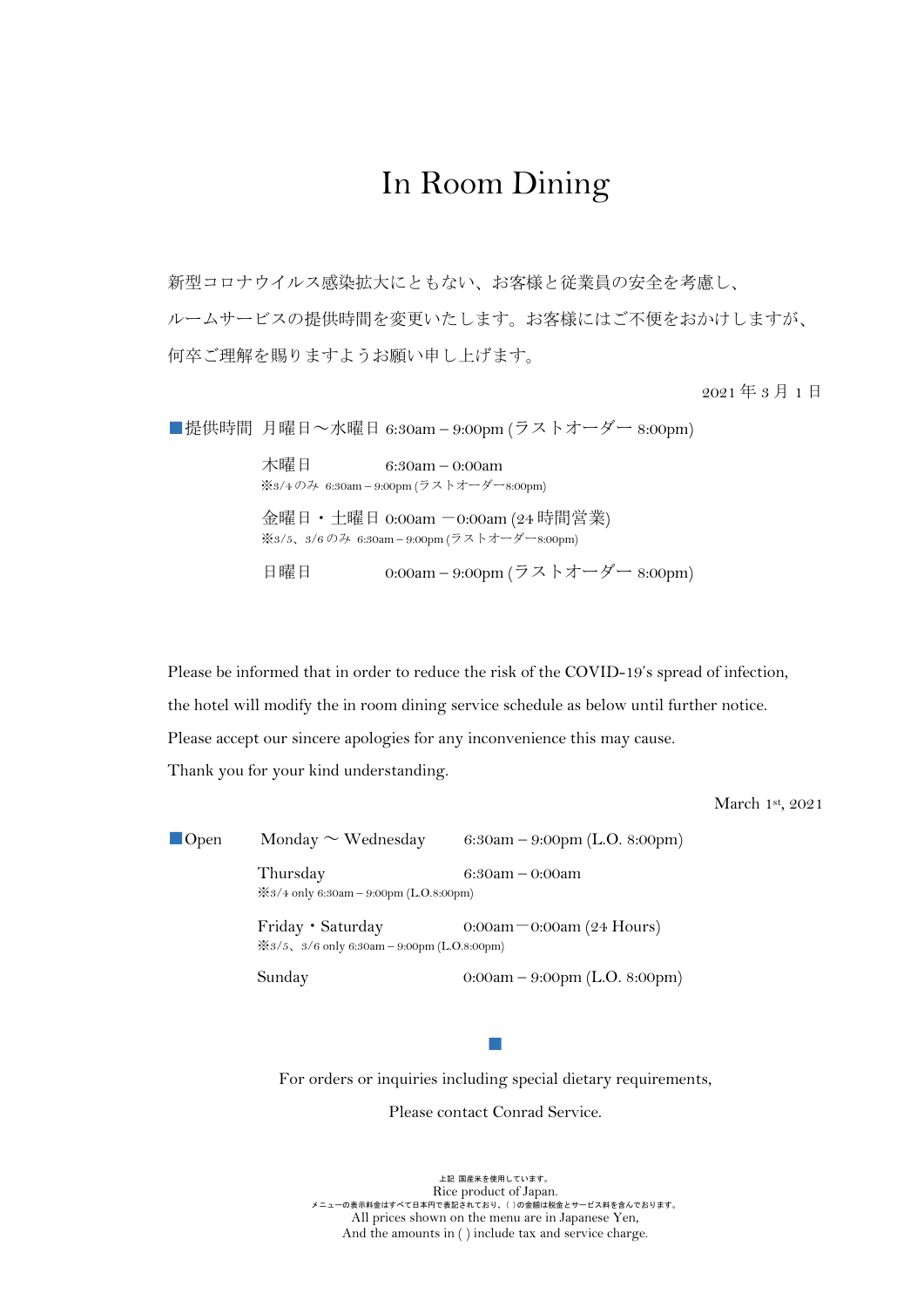# In Room Dining

新型コロナウイルス感染拡大にともない、お客様と従業員の安全を考慮し、
ルームサービスの提供時間を変更いたします。お客様にはご不便をおかけしますが、
何卒ご理解を賜りますようお願い申し上げます。

2021 年 3 月 1 日

■提供時間　月曜日～水曜日 6:30am – 9:00pm (ラストオーダー 8:00pm)

木曜日　6:30am – 0:00am
※3/4 のみ 6:30am – 9:00pm (ラストオーダー8:00pm)

金曜日・土曜日 0:00am －0:00am (24 時間営業)
※3/5、3/6 のみ 6:30am – 9:00pm (ラストオーダー8:00pm)

日曜日　0:00am – 9:00pm (ラストオーダー 8:00pm)

Please be informed that in order to reduce the risk of the COVID-19's spread of infection,
the hotel will modify the in room dining service schedule as below until further notice.
Please accept our sincere apologies for any inconvenience this may cause.
Thank you for your kind understanding.

March 1st, 2021

■Open　Monday ～ Wednesday　6:30am – 9:00pm (L.O. 8:00pm)

Thursday　6:30am – 0:00am
※3/4 only 6:30am – 9:00pm (L.O.8:00pm)

Friday・Saturday　0:00am－0:00am (24 Hours)
※3/5、3/6 only 6:30am – 9:00pm (L.O.8:00pm)

Sunday　0:00am – 9:00pm (L.O. 8:00pm)

■

For orders or inquiries including special dietary requirements,

Please contact Conrad Service.

上記 国産米を使用しています。
Rice product of Japan.
メニューの表示料金はすべて日本円で表記されており、( )の金額は税金とサービス料を含んでおります。
All prices shown on the menu are in Japanese Yen,
And the amounts in ( ) include tax and service charge.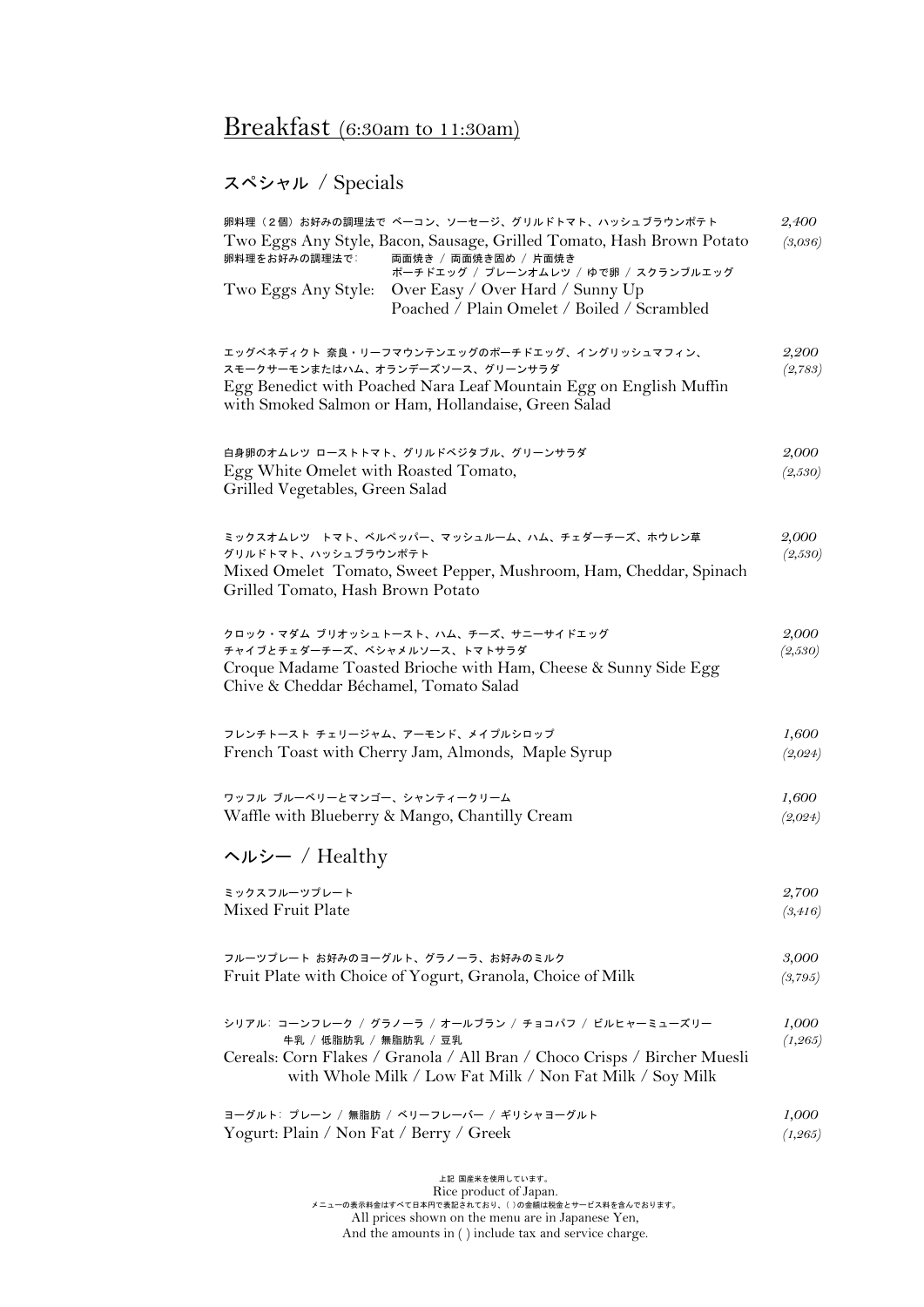# Breakfast (6:30am to 11:30am)

## スペシャル / Specials

卵料理（2個）お好みの調理法で ベーコン、ソーセージ、グリルドトマト、ハッシュブラウンポテト
Two Eggs Any Style, Bacon, Sausage, Grilled Tomato, Hash Brown Potato — *2,400* *(3,036)*

卵料理をお好みの調理法で: 両面焼き / 両面焼き固め / 片面焼き
ポーチドエッグ / プレーンオムレツ / ゆで卵 / スクランブルエッグ
Two Eggs Any Style: Over Easy / Over Hard / Sunny Up
Poached / Plain Omelet / Boiled / Scrambled

エッグベネディクト 奈良・リーフマウンテンエッグのポーチドエッグ、イングリッシュマフィン、
スモークサーモンまたはハム、オランデーズソース、グリーンサラダ
Egg Benedict with Poached Nara Leaf Mountain Egg on English Muffin
with Smoked Salmon or Ham, Hollandaise, Green Salad — *2,200* *(2,783)*

白身卵のオムレツ ローストトマト、グリルドベジタブル、グリーンサラダ
Egg White Omelet with Roasted Tomato,
Grilled Vegetables, Green Salad — *2,000* *(2,530)*

ミックスオムレツ トマト、ベルペッパー、マッシュルーム、ハム、チェダーチーズ、ホウレン草
グリルドトマト、ハッシュブラウンポテト
Mixed Omelet Tomato, Sweet Pepper, Mushroom, Ham, Cheddar, Spinach
Grilled Tomato, Hash Brown Potato — *2,000* *(2,530)*

クロック・マダム ブリオッシュトースト、ハム、チーズ、サニーサイドエッグ
チャイブとチェダーチーズ、ベシャメルソース、トマトサラダ
Croque Madame Toasted Brioche with Ham, Cheese & Sunny Side Egg
Chive & Cheddar Béchamel, Tomato Salad — *2,000* *(2,530)*

フレンチトースト チェリージャム、アーモンド、メイプルシロップ
French Toast with Cherry Jam, Almonds, Maple Syrup — *1,600* *(2,024)*

ワッフル ブルーベリーとマンゴー、シャンティークリーム
Waffle with Blueberry & Mango, Chantilly Cream — *1,600* *(2,024)*

## ヘルシー / Healthy

ミックスフルーツプレート
Mixed Fruit Plate — *2,700* *(3,416)*

フルーツプレート お好みのヨーグルト、グラノーラ、お好みのミルク
Fruit Plate with Choice of Yogurt, Granola, Choice of Milk — *3,000* *(3,795)*

シリアル: コーンフレーク / グラノーラ / オールブラン / チョコパフ / ビルヒャーミューズリー
牛乳 / 低脂肪乳 / 無脂肪乳 / 豆乳
Cereals: Corn Flakes / Granola / All Bran / Choco Crisps / Bircher Muesli
with Whole Milk / Low Fat Milk / Non Fat Milk / Soy Milk — *1,000* *(1,265)*

ヨーグルト: プレーン / 無脂肪 / ベリーフレーバー / ギリシャヨーグルト
Yogurt: Plain / Non Fat / Berry / Greek — *1,000* *(1,265)*

上記 国産米を使用しています。
Rice product of Japan.
メニューの表示料金はすべて日本円で表記されており、( )の金額は税金とサービス料を含んでおります。
All prices shown on the menu are in Japanese Yen,
And the amounts in ( ) include tax and service charge.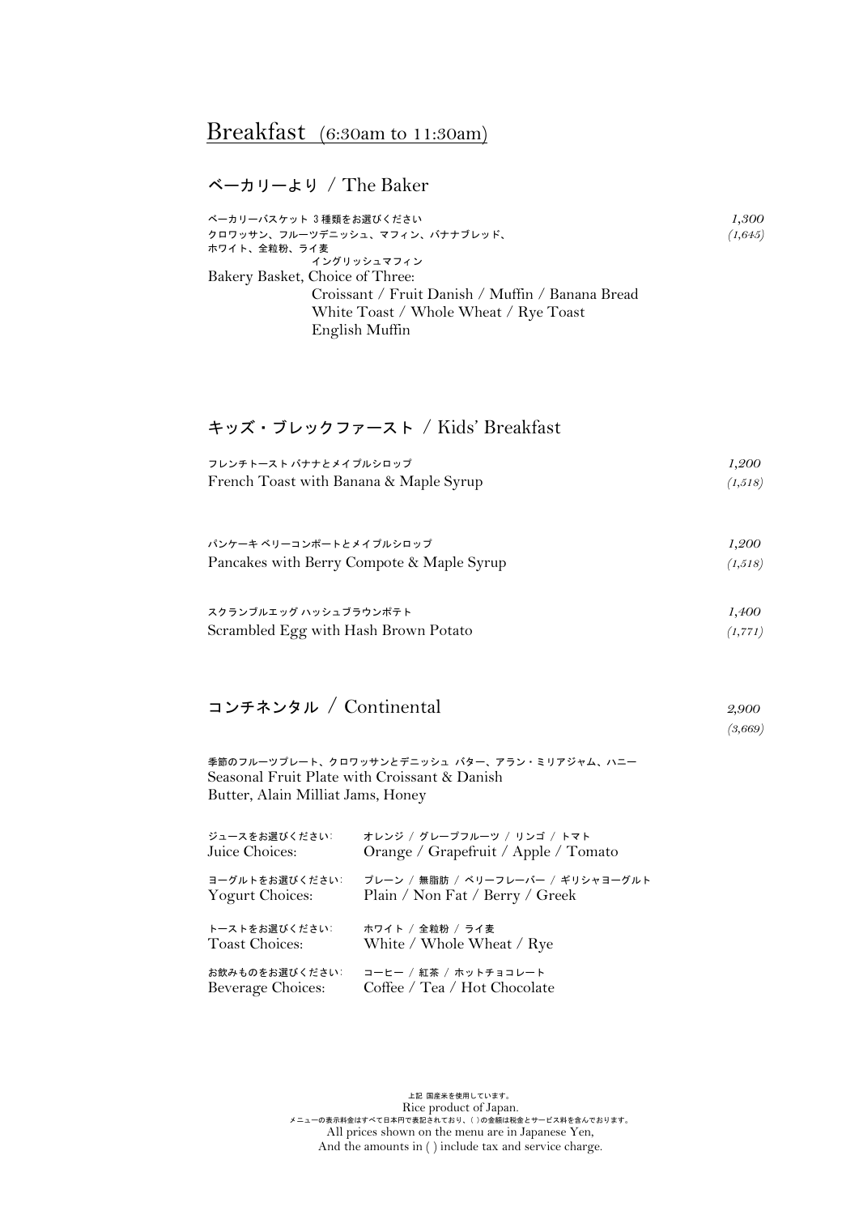# Breakfast (6:30am to 11:30am)

## ベーカリーより / The Baker

ベーカリーバスケット 3 種類をお選びください *1,300*
クロワッサン、フルーツデニッシュ、マフィン、バナナブレッド、 *(1,645)*
ホワイト、全粒粉、ライ麦
イングリッシュマフィン
Bakery Basket, Choice of Three:
Croissant / Fruit Danish / Muffin / Banana Bread
White Toast / Whole Wheat / Rye Toast
English Muffin

## キッズ・ブレックファースト / Kids' Breakfast

フレンチトースト バナナとメイプルシロップ *1,200*
French Toast with Banana & Maple Syrup *(1,518)*

パンケーキ ベリーコンポートとメイプルシロップ *1,200*
Pancakes with Berry Compote & Maple Syrup *(1,518)*

スクランブルエッグ ハッシュブラウンポテト *1,400*
Scrambled Egg with Hash Brown Potato *(1,771)*

## コンチネンタル / Continental *2,900* *(3,669)*

季節のフルーツプレート、クロワッサンとデニッシュ バター、アラン・ミリアジャム、ハニー
Seasonal Fruit Plate with Croissant & Danish
Butter, Alain Milliat Jams, Honey

ジュースをお選びください: オレンジ / グレープフルーツ / リンゴ / トマト
Juice Choices: Orange / Grapefruit / Apple / Tomato

ヨーグルトをお選びください: プレーン / 無脂肪 / ベリーフレーバー / ギリシャヨーグルト
Yogurt Choices: Plain / Non Fat / Berry / Greek

トーストをお選びください: ホワイト / 全粒粉 / ライ麦
Toast Choices: White / Whole Wheat / Rye

お飲みものをお選びください: コーヒー / 紅茶 / ホットチョコレート
Beverage Choices: Coffee / Tea / Hot Chocolate

上記 国産米を使用しています。
Rice product of Japan.
メニューの表示料金はすべて日本円で表記されており、( )の金額は税金とサービス料を含んでおります。
All prices shown on the menu are in Japanese Yen,
And the amounts in ( ) include tax and service charge.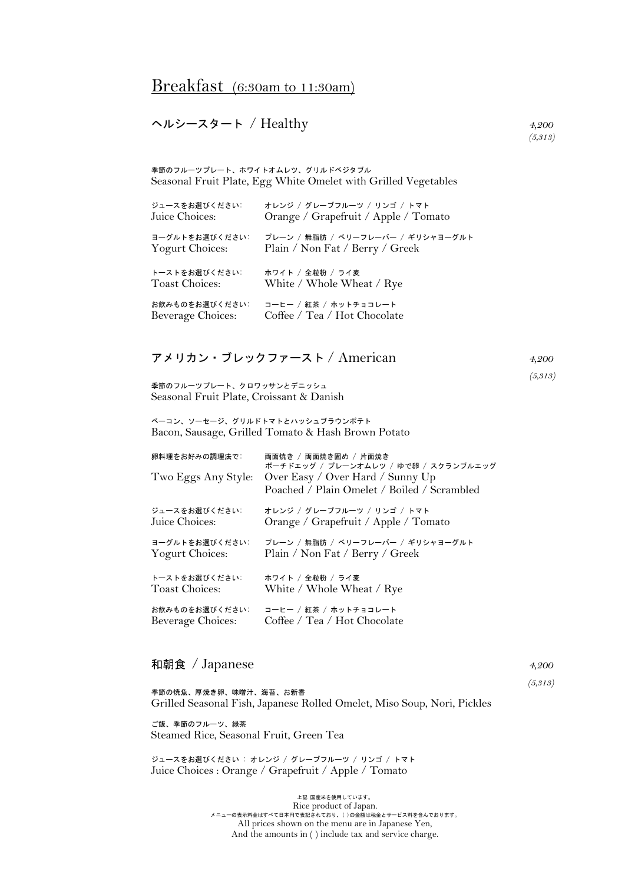# Breakfast (6:30am to 11:30am)

## ヘルシースタート / Healthy

*4,200*
*(5,313)*

季節のフルーツプレート、ホワイトオムレツ、グリルドベジタブル
Seasonal Fruit Plate, Egg White Omelet with Grilled Vegetables

| | |
|---|---|
| ジュースをお選びください: Juice Choices: | オレンジ / グレープフルーツ / リンゴ / トマト Orange / Grapefruit / Apple / Tomato |
| ヨーグルトをお選びください: Yogurt Choices: | プレーン / 無脂肪 / ベリーフレーバー / ギリシャヨーグルト Plain / Non Fat / Berry / Greek |
| トーストをお選びください: Toast Choices: | ホワイト / 全粒粉 / ライ麦 White / Whole Wheat / Rye |
| お飲みものをお選びください: Beverage Choices: | コーヒー / 紅茶 / ホットチョコレート Coffee / Tea / Hot Chocolate |

## アメリカン・ブレックファースト / American

*4,200*
*(5,313)*

季節のフルーツプレート、クロワッサンとデニッシュ
Seasonal Fruit Plate, Croissant & Danish

ベーコン、ソーセージ、グリルドトマトとハッシュブラウンポテト
Bacon, Sausage, Grilled Tomato & Hash Brown Potato

| | |
|---|---|
| 卵料理をお好みの調理法で: Two Eggs Any Style: | 両面焼き / 両面焼き固め / 片面焼き ポーチドエッグ / プレーンオムレツ / ゆで卵 / スクランブルエッグ Over Easy / Over Hard / Sunny Up Poached / Plain Omelet / Boiled / Scrambled |
| ジュースをお選びください: Juice Choices: | オレンジ / グレープフルーツ / リンゴ / トマト Orange / Grapefruit / Apple / Tomato |
| ヨーグルトをお選びください: Yogurt Choices: | プレーン / 無脂肪 / ベリーフレーバー / ギリシャヨーグルト Plain / Non Fat / Berry / Greek |
| トーストをお選びください: Toast Choices: | ホワイト / 全粒粉 / ライ麦 White / Whole Wheat / Rye |
| お飲みものをお選びください: Beverage Choices: | コーヒー / 紅茶 / ホットチョコレート Coffee / Tea / Hot Chocolate |

## 和朝食 / Japanese

*4,200*
*(5,313)*

季節の焼魚、厚焼き卵、味噌汁、海苔、お新香
Grilled Seasonal Fish, Japanese Rolled Omelet, Miso Soup, Nori, Pickles

ご飯、季節のフルーツ、緑茶
Steamed Rice, Seasonal Fruit, Green Tea

ジュースをお選びください : オレンジ / グレープフルーツ / リンゴ / トマト
Juice Choices : Orange / Grapefruit / Apple / Tomato

上記 国産米を使用しています。
Rice product of Japan.
メニューの表示料金はすべて日本円で表記されており、( )の金額は税金とサービス料を含んでおります。
All prices shown on the menu are in Japanese Yen,
And the amounts in ( ) include tax and service charge.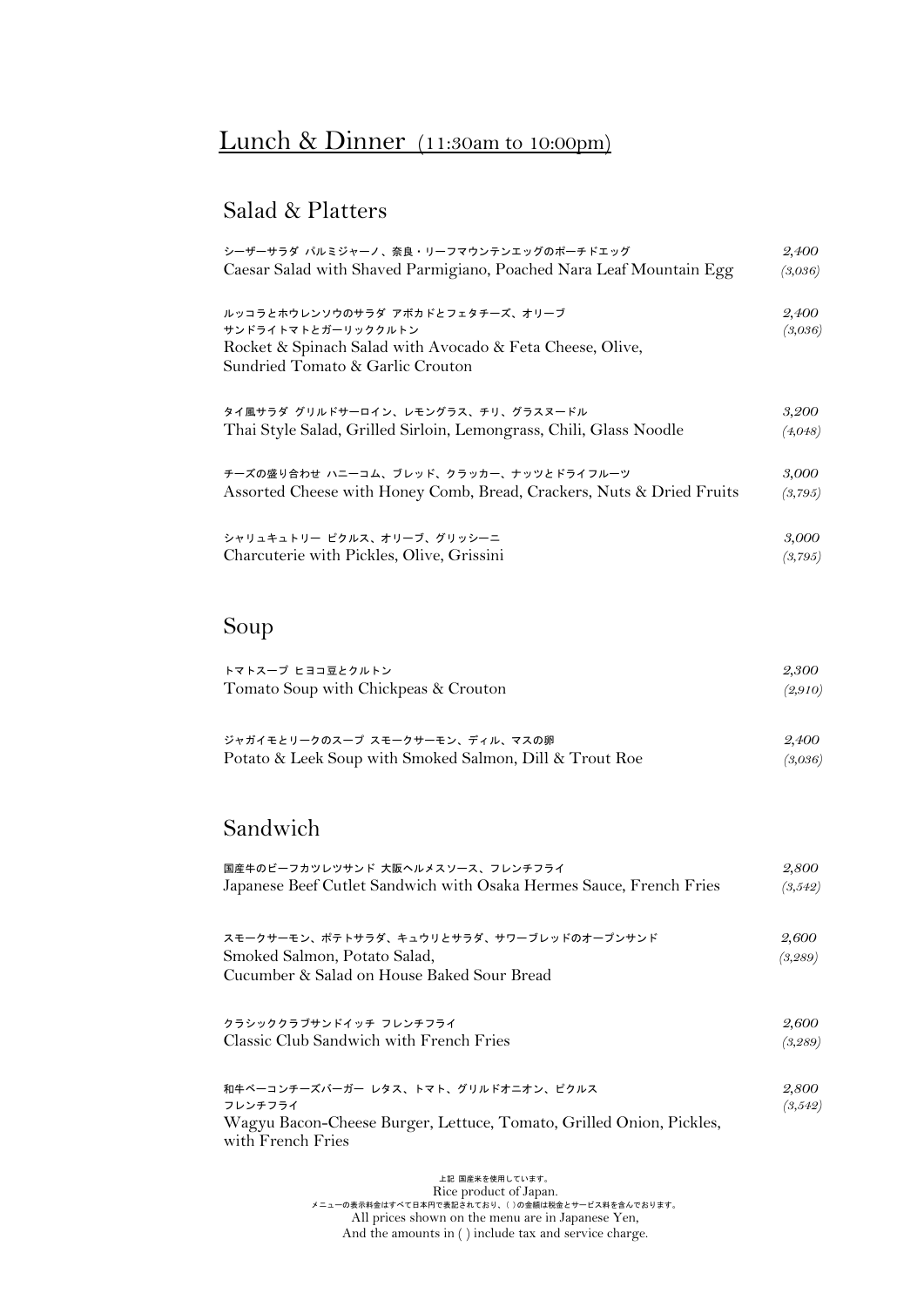# Lunch & Dinner (11:30am to 10:00pm)

## Salad & Platters

シーザーサラダ パルミジャーノ、奈良・リーフマウンテンエッグのポーチドエッグ
Caesar Salad with Shaved Parmigiano, Poached Nara Leaf Mountain Egg — *2,400* *(3,036)*

ルッコラとホウレンソウのサラダ アボカドとフェタチーズ、オリーブ
サンドライトマトとガーリッククルトン
Rocket & Spinach Salad with Avocado & Feta Cheese, Olive,
Sundried Tomato & Garlic Crouton — *2,400* *(3,036)*

タイ風サラダ グリルドサーロイン、レモングラス、チリ、グラスヌードル
Thai Style Salad, Grilled Sirloin, Lemongrass, Chili, Glass Noodle — *3,200* *(4,048)*

チーズの盛り合わせ ハニーコム、ブレッド、クラッカー、ナッツとドライフルーツ
Assorted Cheese with Honey Comb, Bread, Crackers, Nuts & Dried Fruits — *3,000* *(3,795)*

シャリュキュトリー ピクルス、オリーブ、グリッシーニ
Charcuterie with Pickles, Olive, Grissini — *3,000* *(3,795)*

## Soup

トマトスープ ヒヨコ豆とクルトン
Tomato Soup with Chickpeas & Crouton — *2,300* *(2,910)*

ジャガイモとリークのスープ スモークサーモン、ディル、マスの卵
Potato & Leek Soup with Smoked Salmon, Dill & Trout Roe — *2,400* *(3,036)*

## Sandwich

国産牛のビーフカツレツサンド 大阪ヘルメスソース、フレンチフライ
Japanese Beef Cutlet Sandwich with Osaka Hermes Sauce, French Fries — *2,800* *(3,542)*

スモークサーモン、ポテトサラダ、キュウリとサラダ、サワーブレッドのオープンサンド
Smoked Salmon, Potato Salad,
Cucumber & Salad on House Baked Sour Bread — *2,600* *(3,289)*

クラシッククラブサンドイッチ フレンチフライ
Classic Club Sandwich with French Fries — *2,600* *(3,289)*

和牛ベーコンチーズバーガー レタス、トマト、グリルドオニオン、ピクルス
フレンチフライ
Wagyu Bacon-Cheese Burger, Lettuce, Tomato, Grilled Onion, Pickles,
with French Fries — *2,800* *(3,542)*

上記 国産米を使用しています。
Rice product of Japan.
メニューの表示料金はすべて日本円で表記されており、( )の金額は税金とサービス料を含んでおります。
All prices shown on the menu are in Japanese Yen,
And the amounts in ( ) include tax and service charge.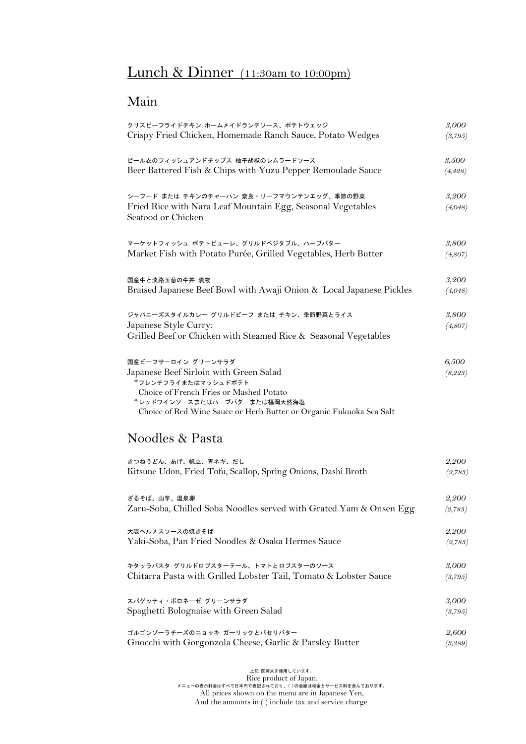## Lunch & Dinner (11:30am to 10:00pm)

### Main

クリスピーフライドチキン ホームメイドランチソース、ポテトウェッジ
Crispy Fried Chicken, Homemade Ranch Sauce, Potato Wedges — *3,000* *(3,795)*

ビール衣のフィッシュアンドチップス 柚子胡椒のレムラードソース
Beer Battered Fish & Chips with Yuzu Pepper Remoulade Sauce — *3,500* *(4,428)*

シーフード または チキンのチャーハン 奈良・リーフマウンテンエッグ、季節の野菜
Fried Rice with Nara Leaf Mountain Egg, Seasonal Vegetables
Seafood or Chicken — *3,200* *(4,048)*

マーケットフィッシュ ポテトピューレ、グリルドベジタブル、ハーブバター
Market Fish with Potato Purée, Grilled Vegetables, Herb Butter — *3,800* *(4,807)*

国産牛と淡路玉葱の牛丼 漬物
Braised Japanese Beef Bowl with Awaji Onion & Local Japanese Pickles — *3,200* *(4,048)*

ジャパニーズスタイルカレー グリルドビーフ または チキン、季節野菜とライス
Japanese Style Curry:
Grilled Beef or Chicken with Steamed Rice & Seasonal Vegetables — *3,800* *(4,807)*

国産ビーフサーロイン グリーンサラダ
Japanese Beef Sirloin with Green Salad — *6,500* *(8,223)*
*フレンチフライまたはマッシュドポテト
Choice of French Fries or Mashed Potato
*レッドワインソースまたはハーブバターまたは福岡天然海塩
Choice of Red Wine Sauce or Herb Butter or Organic Fukuoka Sea Salt

### Noodles & Pasta

きつねうどん、あげ、帆立、青ネギ、だし
Kitsune Udon, Fried Tofu, Scallop, Spring Onions, Dashi Broth — *2,200* *(2,783)*

ざるそば、山芋、温泉卵
Zaru-Soba, Chilled Soba Noodles served with Grated Yam & Onsen Egg — *2,200* *(2,783)*

大阪ヘルメスソースの焼きそば
Yaki-Soba, Pan Fried Noodles & Osaka Hermes Sauce — *2,200* *(2,783)*

キタッラパスタ グリルドロブスターテール、トマトとロブスターのソース
Chitarra Pasta with Grilled Lobster Tail, Tomato & Lobster Sauce — *3,000* *(3,795)*

スパゲッティ・ボロネーゼ グリーンサラダ
Spaghetti Bolognaise with Green Salad — *3,000* *(3,795)*

ゴルゴンゾーラチーズのニョッキ ガーリックとパセリバター
Gnocchi with Gorgonzola Cheese, Garlic & Parsley Butter — *2,600* *(3,289)*

上記 国産米を使用しています。
Rice product of Japan.
メニューの表示料金はすべて日本円で表記されており、( )の金額は税金とサービス料を含んでおります。
All prices shown on the menu are in Japanese Yen,
And the amounts in ( ) include tax and service charge.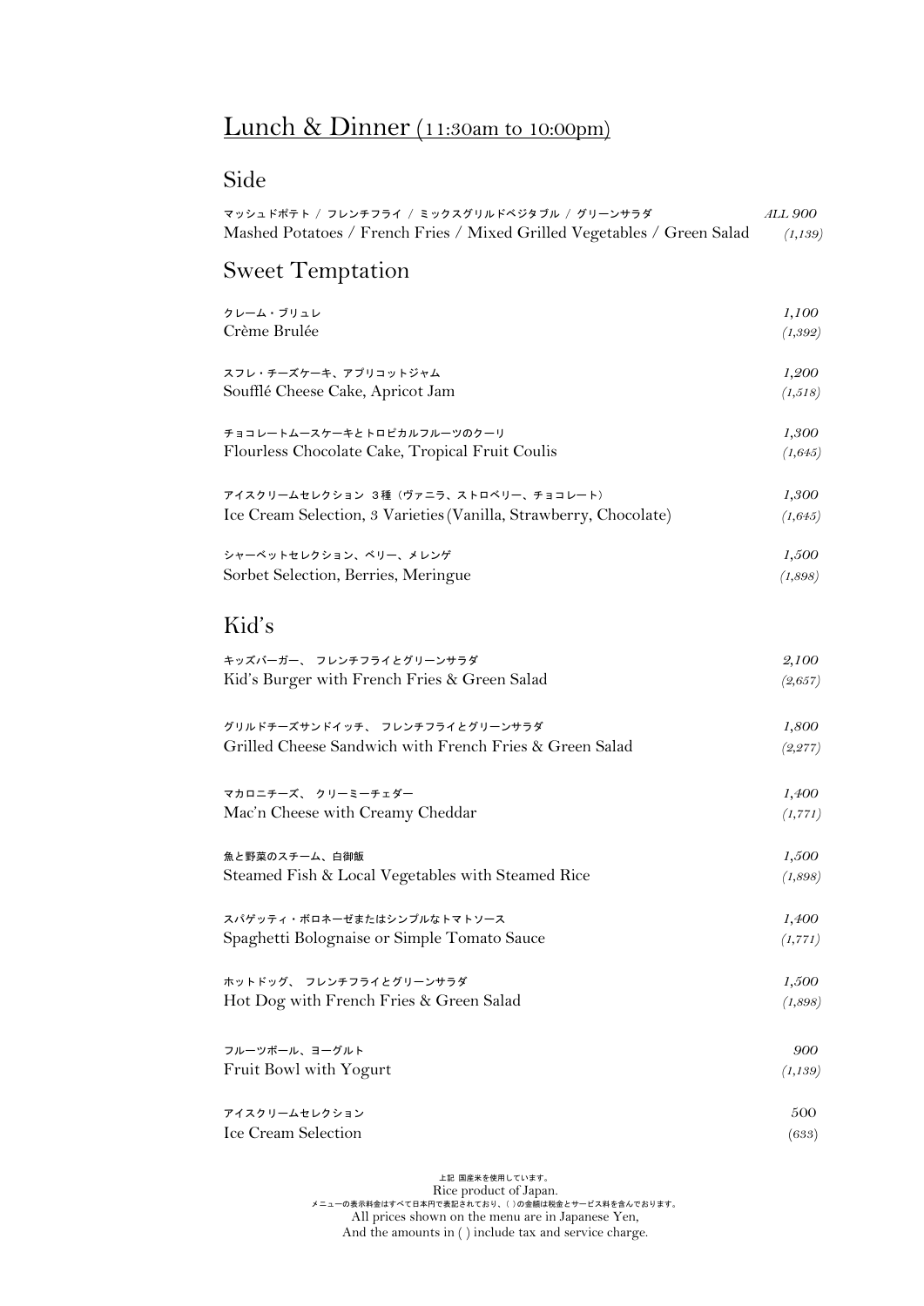# Lunch & Dinner (11:30am to 10:00pm)

## Side

マッシュドポテト / フレンチフライ / ミックスグリルドベジタブル / グリーンサラダ — *ALL 900*
Mashed Potatoes / French Fries / Mixed Grilled Vegetables / Green Salad — *(1,139)*

## Sweet Temptation

クレーム・ブリュレ — *1,100*
Crème Brulée — *(1,392)*

スフレ・チーズケーキ、アプリコットジャム — *1,200*
Soufflé Cheese Cake, Apricot Jam — *(1,518)*

チョコレートムースケーキとトロピカルフルーツのクーリ — *1,300*
Flourless Chocolate Cake, Tropical Fruit Coulis — *(1,645)*

アイスクリームセレクション 3種（ヴァニラ、ストロベリー、チョコレート） — *1,300*
Ice Cream Selection, 3 Varieties (Vanilla, Strawberry, Chocolate) — *(1,645)*

シャーベットセレクション、ベリー、メレンゲ — *1,500*
Sorbet Selection, Berries, Meringue — *(1,898)*

## Kid's

キッズバーガー、 フレンチフライとグリーンサラダ — *2,100*
Kid's Burger with French Fries & Green Salad — *(2,657)*

グリルドチーズサンドイッチ、 フレンチフライとグリーンサラダ — *1,800*
Grilled Cheese Sandwich with French Fries & Green Salad — *(2,277)*

マカロニチーズ、 クリーミーチェダー — *1,400*
Mac'n Cheese with Creamy Cheddar — *(1,771)*

魚と野菜のスチーム、白御飯 — *1,500*
Steamed Fish & Local Vegetables with Steamed Rice — *(1,898)*

スパゲッティ・ボロネーゼまたはシンプルなトマトソース — *1,400*
Spaghetti Bolognaise or Simple Tomato Sauce — *(1,771)*

ホットドッグ、 フレンチフライとグリーンサラダ — *1,500*
Hot Dog with French Fries & Green Salad — *(1,898)*

フルーツボール、ヨーグルト — *900*
Fruit Bowl with Yogurt — *(1,139)*

アイスクリームセレクション — 500
Ice Cream Selection — (633)

上記 国産米を使用しています。
Rice product of Japan.
メニューの表示料金はすべて日本円で表記されており、( )の金額は税金とサービス料を含んでおります。
All prices shown on the menu are in Japanese Yen,
And the amounts in ( ) include tax and service charge.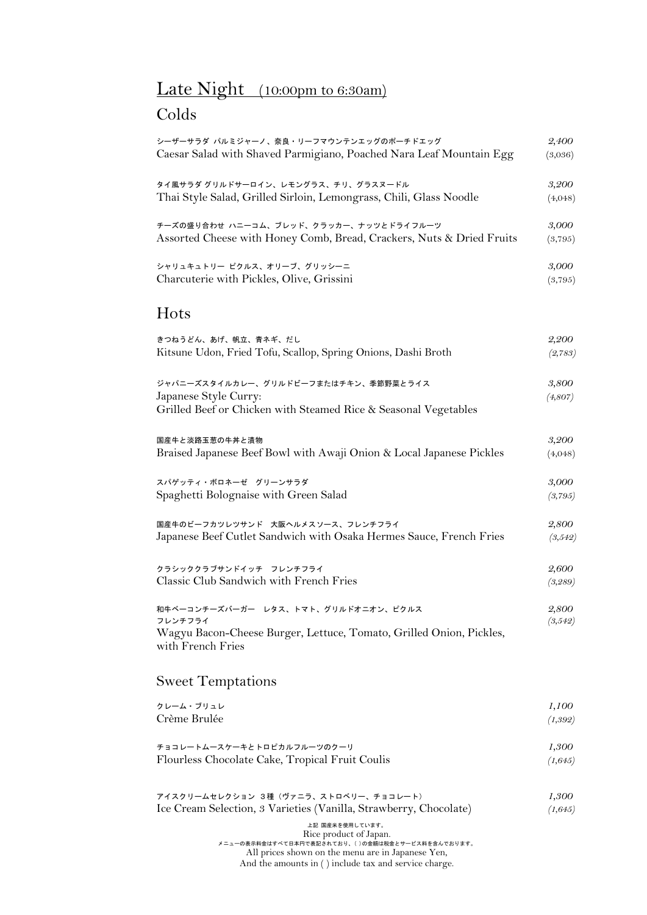## Late Night (10:00pm to 6:30am)

### Colds

シーザーサラダ パルミジャーノ、奈良・リーフマウンテンエッグのポーチドエッグ
Caesar Salad with Shaved Parmigiano, Poached Nara Leaf Mountain Egg — *2,400* (3,036)

タイ風サラダ グリルドサーロイン、レモングラス、チリ、グラスヌードル
Thai Style Salad, Grilled Sirloin, Lemongrass, Chili, Glass Noodle — *3,200* (4,048)

チーズの盛り合わせ ハニーコム、ブレッド、クラッカー、ナッツとドライフルーツ
Assorted Cheese with Honey Comb, Bread, Crackers, Nuts & Dried Fruits — *3,000* (3,795)

シャリュキュトリー ピクルス、オリーブ、グリッシーニ
Charcuterie with Pickles, Olive, Grissini — *3,000* (3,795)

### Hots

きつねうどん、あげ、帆立、青ネギ、だし
Kitsune Udon, Fried Tofu, Scallop, Spring Onions, Dashi Broth — *2,200* *(2,783)*

ジャパニーズスタイルカレー、グリルドビーフまたはチキン、季節野菜とライス
Japanese Style Curry:
Grilled Beef or Chicken with Steamed Rice & Seasonal Vegetables — *3,800* *(4,807)*

国産牛と淡路玉葱の牛丼と漬物
Braised Japanese Beef Bowl with Awaji Onion & Local Japanese Pickles — *3,200* (4,048)

スパゲッティ・ボロネーゼ　グリーンサラダ
Spaghetti Bolognaise with Green Salad — *3,000* *(3,795)*

国産牛のビーフカツレツサンド　大阪ヘルメスソース、フレンチフライ
Japanese Beef Cutlet Sandwich with Osaka Hermes Sauce, French Fries — *2,800* *(3,542)*

クラシッククラブサンドイッチ　フレンチフライ
Classic Club Sandwich with French Fries — *2,600* *(3,289)*

和牛ベーコンチーズバーガー　レタス、トマト、グリルドオニオン、ピクルス
フレンチフライ
Wagyu Bacon-Cheese Burger, Lettuce, Tomato, Grilled Onion, Pickles, with French Fries — *2,800* *(3,542)*

### Sweet Temptations

クレーム・ブリュレ
Crème Brulée — *1,100* *(1,392)*

チョコレートムースケーキとトロピカルフルーツのクーリ
Flourless Chocolate Cake, Tropical Fruit Coulis — *1,300* *(1,645)*

アイスクリームセレクション 3種（ヴァニラ、ストロベリー、チョコレート）
Ice Cream Selection, 3 Varieties (Vanilla, Strawberry, Chocolate) — *1,300* *(1,645)*

上記 国産米を使用しています。
Rice product of Japan.
メニューの表示料金はすべて日本円で表記されており、( )の金額は税金とサービス料を含んでおります。
All prices shown on the menu are in Japanese Yen,
And the amounts in ( ) include tax and service charge.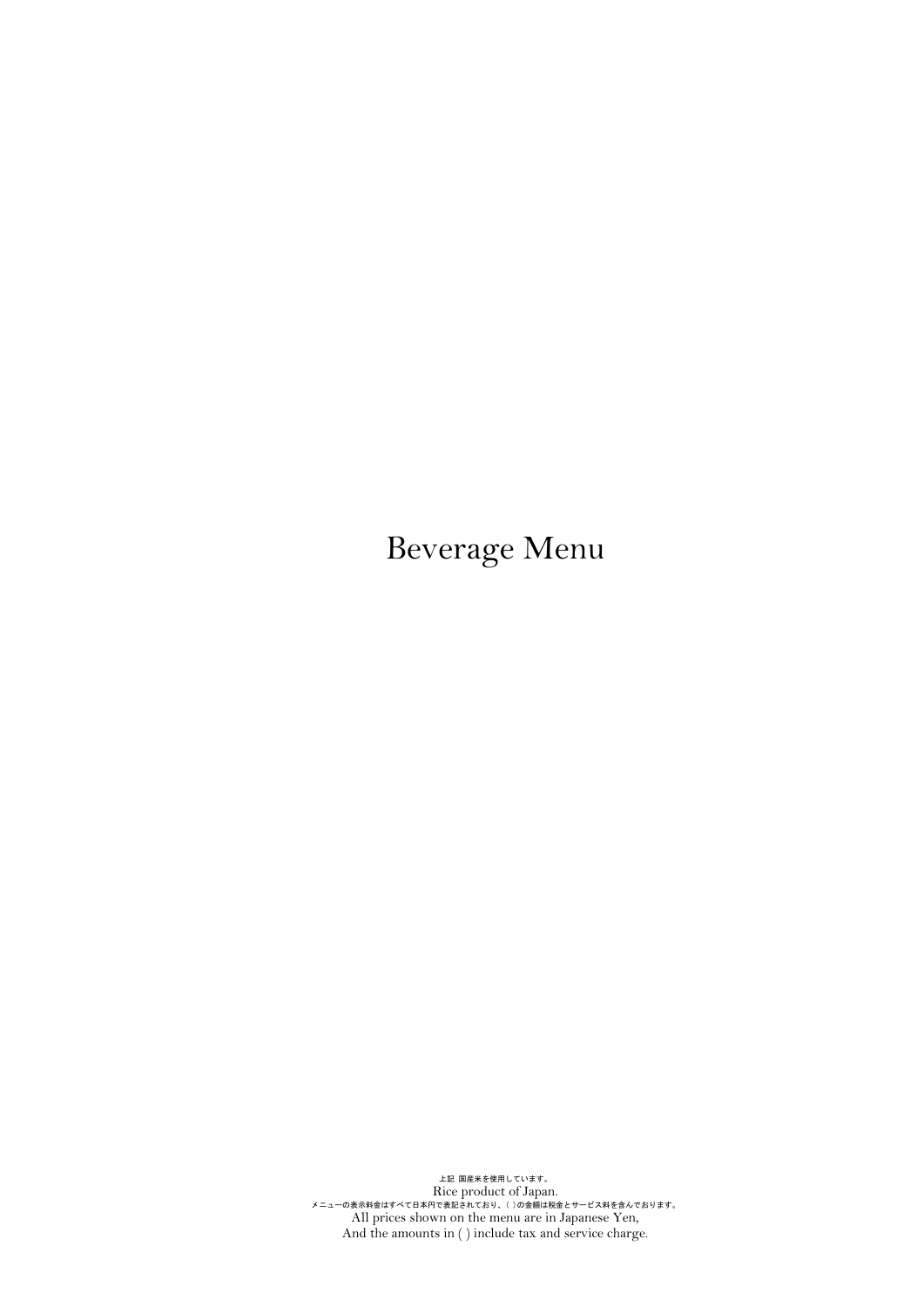# Beverage Menu

上記 国産米を使用しています。
Rice product of Japan.
メニューの表示料金はすべて日本円で表記されており、( )の金額は税金とサービス料を含んでおります。
All prices shown on the menu are in Japanese Yen,
And the amounts in ( ) include tax and service charge.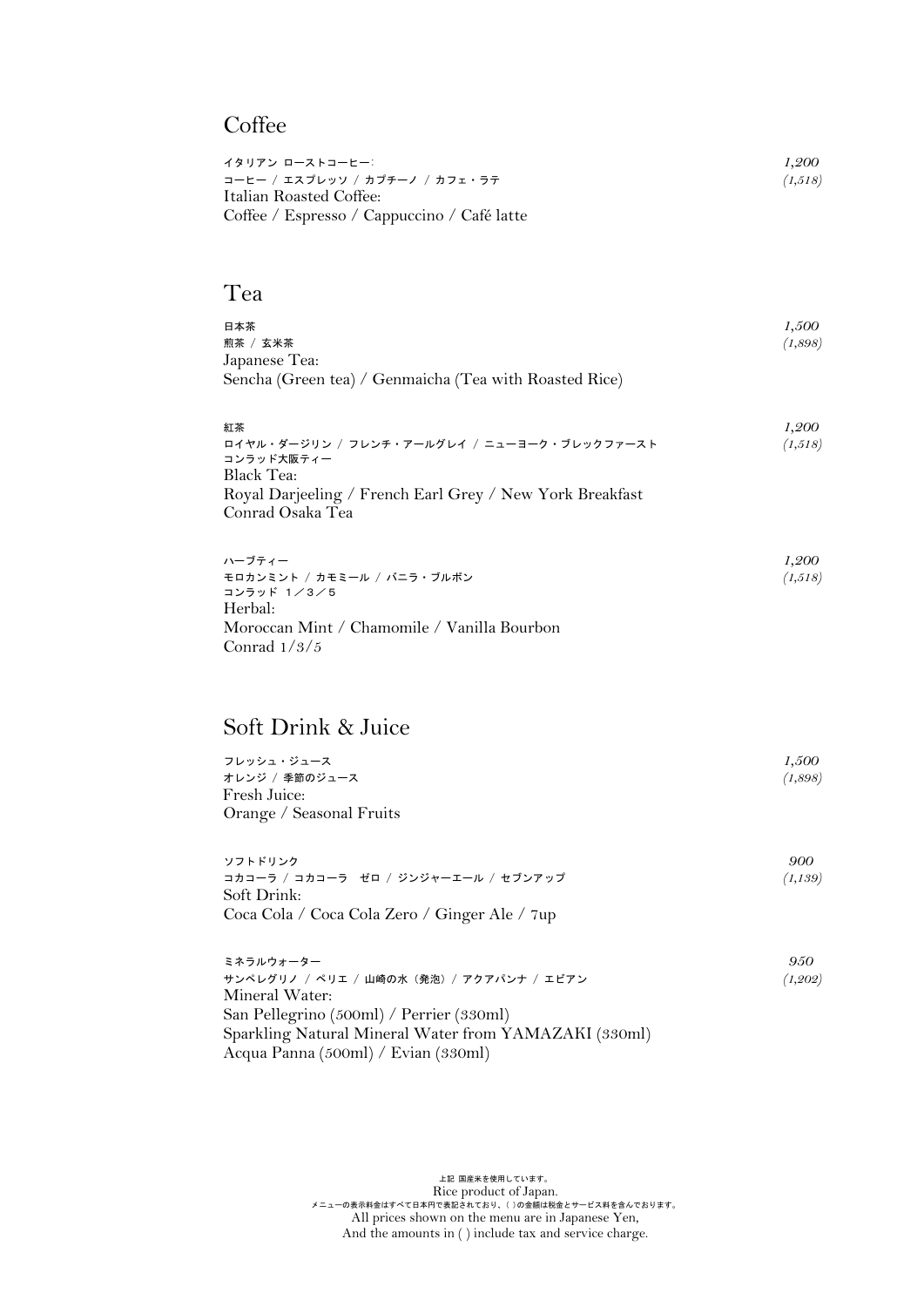## Coffee

イタリアン ローストコーヒー:
コーヒー / エスプレッソ / カプチーノ / カフェ・ラテ
Italian Roasted Coffee:
Coffee / Espresso / Cappuccino / Café latte

*1,200*
*(1,518)*

## Tea

日本茶
煎茶 / 玄米茶
Japanese Tea:
Sencha (Green tea) / Genmaicha (Tea with Roasted Rice)

*1,500*
*(1,898)*

紅茶
ロイヤル・ダージリン / フレンチ・アールグレイ / ニューヨーク・ブレックファースト
コンラッド大阪ティー
Black Tea:
Royal Darjeeling / French Earl Grey / New York Breakfast
Conrad Osaka Tea

*1,200*
*(1,518)*

ハーブティー
モロカンミント / カモミール / バニラ・ブルボン
コンラッド 1／3／5
Herbal:
Moroccan Mint / Chamomile / Vanilla Bourbon
Conrad 1/3/5

*1,200*
*(1,518)*

## Soft Drink & Juice

フレッシュ・ジュース
オレンジ / 季節のジュース
Fresh Juice:
Orange / Seasonal Fruits

*1,500*
*(1,898)*

ソフトドリンク
コカコーラ / コカコーラ　ゼロ / ジンジャーエール / セブンアップ
Soft Drink:
Coca Cola / Coca Cola Zero / Ginger Ale / 7up

*900*
*(1,139)*

ミネラルウォーター
サンペレグリノ / ペリエ / 山崎の水（発泡）/ アクアパンナ / エビアン
Mineral Water:
San Pellegrino (500ml) / Perrier (330ml)
Sparkling Natural Mineral Water from YAMAZAKI (330ml)
Acqua Panna (500ml) / Evian (330ml)

*950*
*(1,202)*

上記 国産米を使用しています。
Rice product of Japan.
メニューの表示料金はすべて日本円で表記されており、( )の金額は税金とサービス料を含んでおります。
All prices shown on the menu are in Japanese Yen,
And the amounts in ( ) include tax and service charge.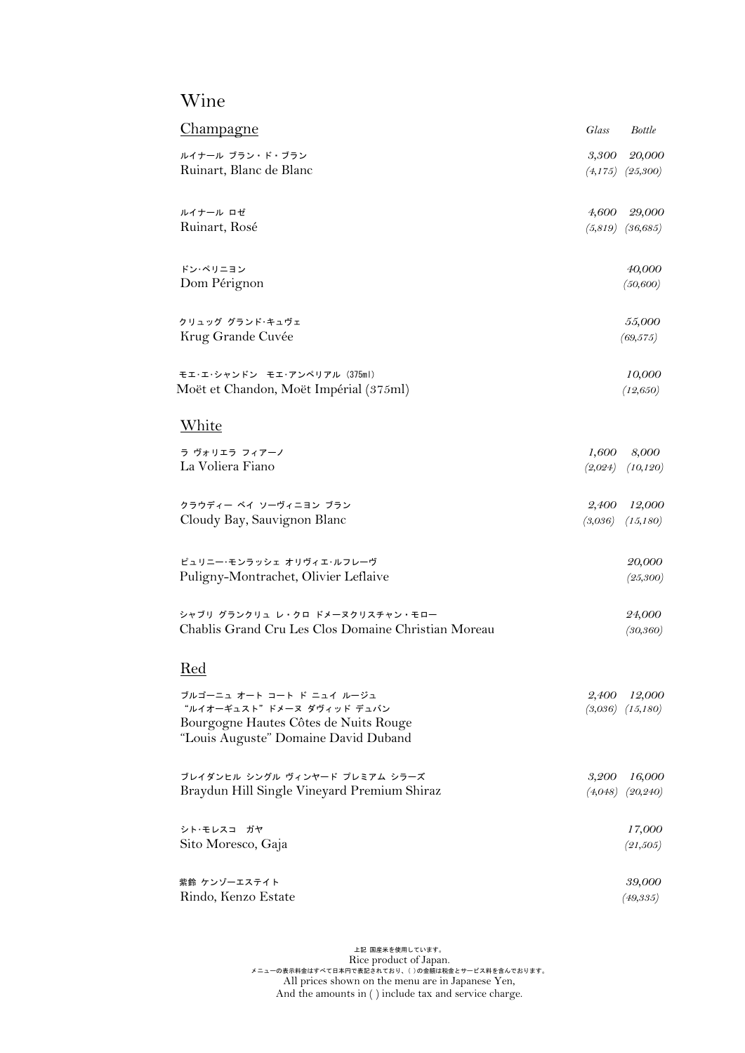# Wine

## Champagne

| | Glass | Bottle |
|---|---|---|
| ルイナール ブラン・ド・ブラン<br>Ruinart, Blanc de Blanc | 3,300<br>(4,175) | 20,000<br>(25,300) |
| ルイナール ロゼ<br>Ruinart, Rosé | 4,600<br>(5,819) | 29,000<br>(36,685) |
| ドン･ペリニヨン<br>Dom Pérignon | | 40,000<br>(50,600) |
| クリュッグ グランド･キュヴェ<br>Krug Grande Cuvée | | 55,000<br>(69,575) |
| モエ･エ･シャンドン　モエ･アンペリアル（375ml）<br>Moët et Chandon, Moët Impérial (375ml) | | 10,000<br>(12,650) |

## White

| | Glass | Bottle |
|---|---|---|
| ラ ヴォリエラ フィアーノ<br>La Voliera Fiano | 1,600<br>(2,024) | 8,000<br>(10,120) |
| クラウディー ベイ ソーヴィニヨン ブラン<br>Cloudy Bay, Sauvignon Blanc | 2,400<br>(3,036) | 12,000<br>(15,180) |
| ピュリニー･モンラッシェ オリヴィエ･ルフレーヴ<br>Puligny-Montrachet, Olivier Leflaive | | 20,000<br>(25,300) |
| シャブリ グランクリュ レ・クロ ドメーヌクリスチャン・モロー<br>Chablis Grand Cru Les Clos Domaine Christian Moreau | | 24,000<br>(30,360) |

## Red

| | Glass | Bottle |
|---|---|---|
| ブルゴーニュ オート コート ド ニュイ ルージュ<br>"ルイオーギュスト" ドメーヌ ダヴィッド デュバン<br>Bourgogne Hautes Côtes de Nuits Rouge<br>"Louis Auguste" Domaine David Duband | 2,400<br>(3,036) | 12,000<br>(15,180) |
| ブレイダンヒル シングル ヴィンヤード プレミアム シラーズ<br>Braydun Hill Single Vineyard Premium Shiraz | 3,200<br>(4,048) | 16,000<br>(20,240) |
| シト･モレスコ　ガヤ<br>Sito Moresco, Gaja | | 17,000<br>(21,505) |
| 紫鈴 ケンゾーエステイト<br>Rindo, Kenzo Estate | | 39,000<br>(49,335) |

上記 国産米を使用しています。
Rice product of Japan.
メニューの表示料金はすべて日本円で表記されており、( )の金額は税金とサービス料を含んでおります。
All prices shown on the menu are in Japanese Yen,
And the amounts in ( ) include tax and service charge.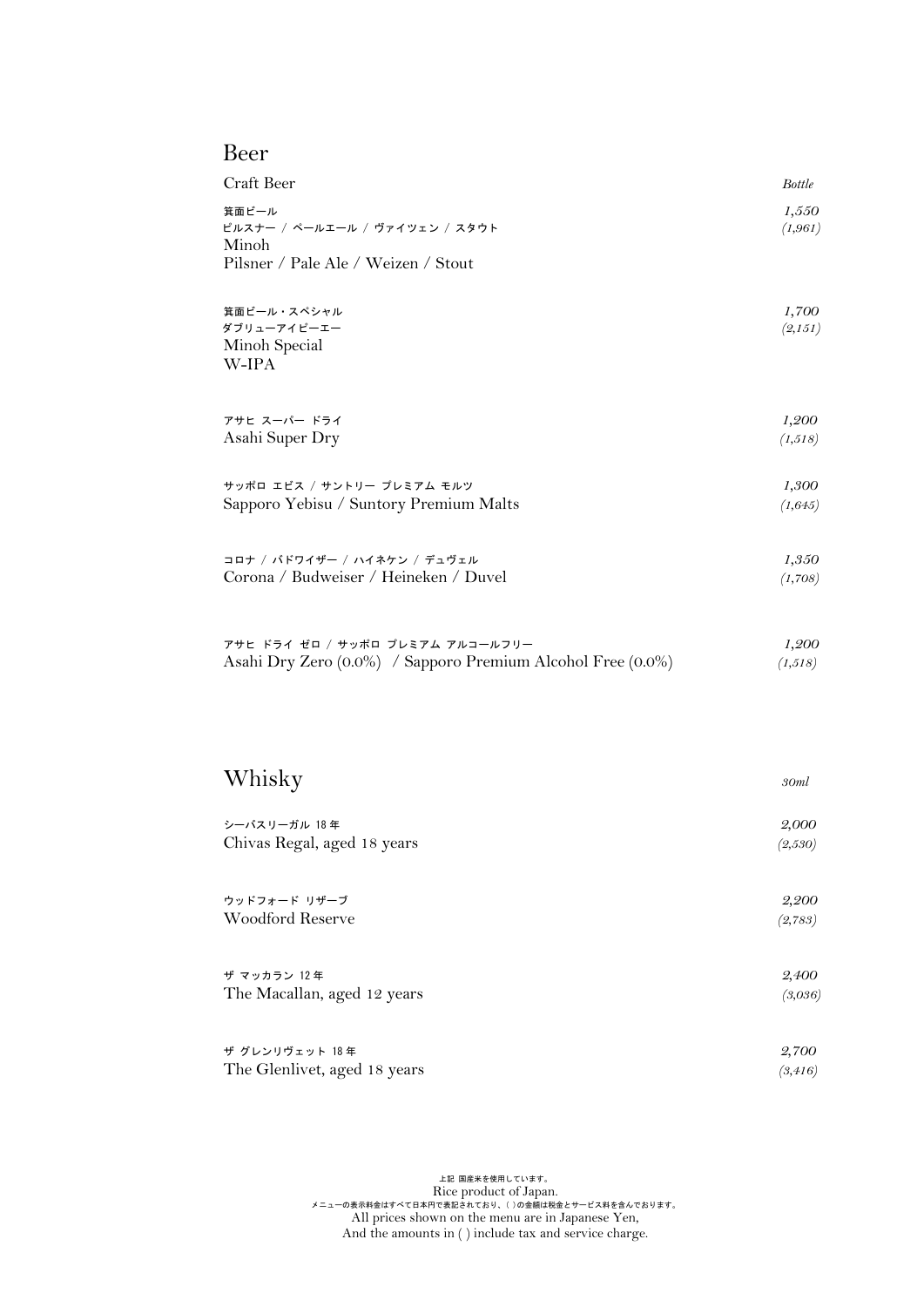# Beer

| Craft Beer | *Bottle* |
|---|---|
| 箕面ビール<br>ピルスナー / ペールエール / ヴァイツェン / スタウト<br>Minoh<br>Pilsner / Pale Ale / Weizen / Stout | *1,550*<br>*(1,961)* |
| 箕面ビール・スペシャル<br>ダブリューアイピーエー<br>Minoh Special<br>W-IPA | *1,700*<br>*(2,151)* |
| アサヒ スーパー ドライ<br>Asahi Super Dry | *1,200*<br>*(1,518)* |
| サッポロ エビス / サントリー プレミアム モルツ<br>Sapporo Yebisu / Suntory Premium Malts | *1,300*<br>*(1,645)* |
| コロナ / バドワイザー / ハイネケン / デュヴェル<br>Corona / Budweiser / Heineken / Duvel | *1,350*<br>*(1,708)* |
| アサヒ ドライ ゼロ / サッポロ プレミアム アルコールフリー<br>Asahi Dry Zero (0.0%) / Sapporo Premium Alcohol Free (0.0%) | *1,200*<br>*(1,518)* |

# Whisky

| | *30ml* |
|---|---|
| シーバスリーガル 18 年<br>Chivas Regal, aged 18 years | *2,000*<br>*(2,530)* |
| ウッドフォード リザーブ<br>Woodford Reserve | *2,200*<br>*(2,783)* |
| ザ マッカラン 12 年<br>The Macallan, aged 12 years | *2,400*<br>*(3,036)* |
| ザ グレンリヴェット 18 年<br>The Glenlivet, aged 18 years | *2,700*<br>*(3,416)* |

上記 国産米を使用しています。
Rice product of Japan.
メニューの表示料金はすべて日本円で表記されており、( )の金額は税金とサービス料を含んでおります。
All prices shown on the menu are in Japanese Yen,
And the amounts in ( ) include tax and service charge.